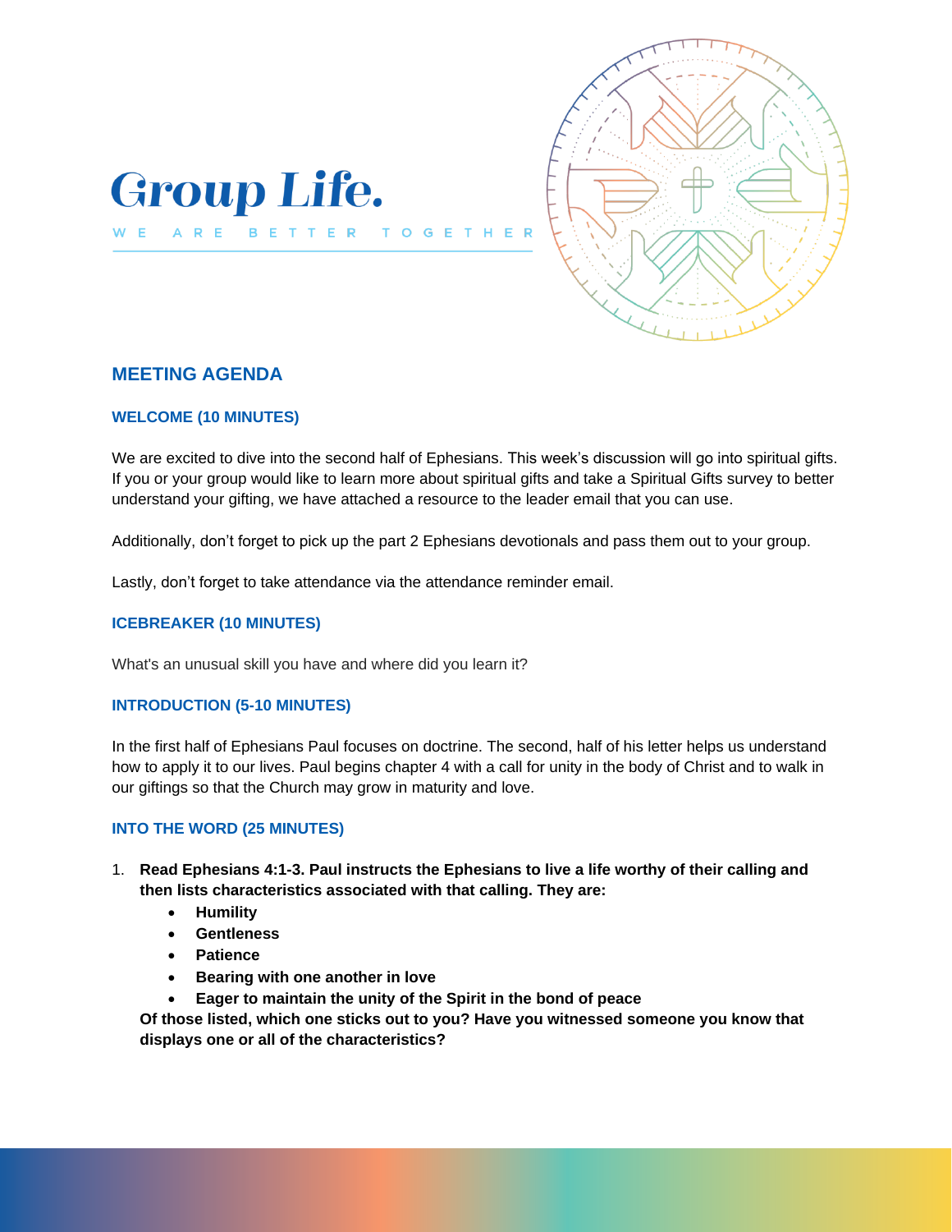# Group Life.

WE ARE BETTER TOGETHER

## MEETING AGENDA

### WELCOME (10 MINUTES)

We are excited to dive into the second half of Ephesians. This week's discussion will go into spiritual gifts. If you or your group would like to learn more about spiritual gifts and take a Spiritual Gifts survey to better understand your gifting, we have attached a resource to the leader email that you can use.

Additionally, don't forget to pick up the part 2 Ephesians devotionals and pass them out to your group.

Lastly, don't forget to take attendance via the attendance reminder email.

### ICEBREAKER (10 MINUTES)

What's an unusual skill you have and where did you learn it?

### INTRODUCTION (5-10 MINUTES)

In the first half of Ephesians Paul focuses on doctrine. The second, half of his letter helps us understand how to apply it to our lives. Paul begins chapter 4 with a call for unity in the body of Christ and to walk in our giftings so that the Church may grow in maturity and love.

### INTO THE WORD (25 MINUTES)

1. **Read Ephesians 4:1-3. Paul instructs the Ephesians to live a life worthy of their calling and then lists characteristics associated with that calling. They are:**
   - **Humility**
   - **Gentleness**
   - **Patience**
   - **Bearing with one another in love**
   - **Eager to maintain the unity of the Spirit in the bond of peace**

   **Of those listed, which one sticks out to you? Have you witnessed someone you know that displays one or all of the characteristics?**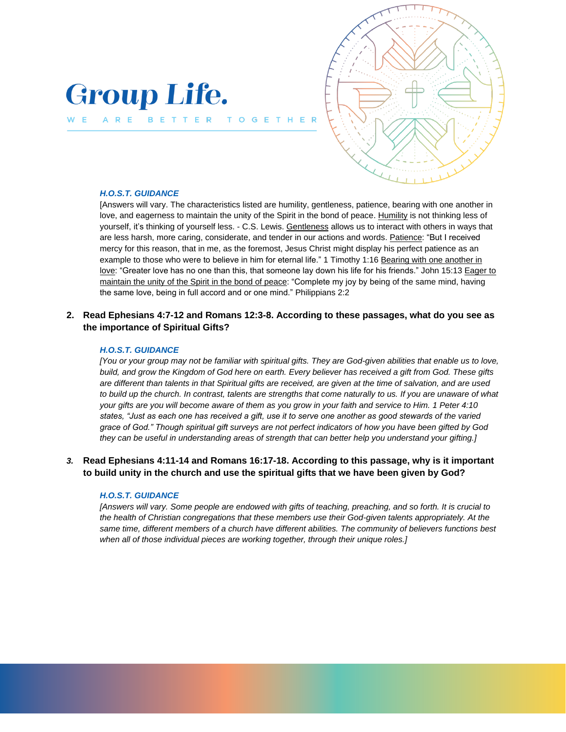# Group Life.

WE ARE BETTER TOGETHER

***H.O.S.T. GUIDANCE***

[Answers will vary. The characteristics listed are humility, gentleness, patience, bearing with one another in love, and eagerness to maintain the unity of the Spirit in the bond of peace. <u>Humility</u> is not thinking less of yourself, it's thinking of yourself less. - C.S. Lewis. <u>Gentleness</u> allows us to interact with others in ways that are less harsh, more caring, considerate, and tender in our actions and words. <u>Patience</u>: "But I received mercy for this reason, that in me, as the foremost, Jesus Christ might display his perfect patience as an example to those who were to believe in him for eternal life." 1 Timothy 1:16 <u>Bearing with one another in love</u>: "Greater love has no one than this, that someone lay down his life for his friends." John 15:13 <u>Eager to maintain the unity of the Spirit in the bond of peace</u>: "Complete my joy by being of the same mind, having the same love, being in full accord and or one mind." Philippians 2:2

2. **Read Ephesians 4:7-12 and Romans 12:3-8. According to these passages, what do you see as the importance of Spiritual Gifts?**

***H.O.S.T. GUIDANCE***

*[You or your group may not be familiar with spiritual gifts. They are God-given abilities that enable us to love, build, and grow the Kingdom of God here on earth. Every believer has received a gift from God. These gifts are different than talents in that Spiritual gifts are received, are given at the time of salvation, and are used to build up the church. In contrast, talents are strengths that come naturally to us. If you are unaware of what your gifts are you will become aware of them as you grow in your faith and service to Him. 1 Peter 4:10 states, "Just as each one has received a gift, use it to serve one another as good stewards of the varied grace of God." Though spiritual gift surveys are not perfect indicators of how you have been gifted by God they can be useful in understanding areas of strength that can better help you understand your gifting.]*

3. **Read Ephesians 4:11-14 and Romans 16:17-18. According to this passage, why is it important to build unity in the church and use the spiritual gifts that we have been given by God?**

***H.O.S.T. GUIDANCE***

*[Answers will vary. Some people are endowed with gifts of teaching, preaching, and so forth. It is crucial to the health of Christian congregations that these members use their God-given talents appropriately. At the same time, different members of a church have different abilities. The community of believers functions best when all of those individual pieces are working together, through their unique roles.]*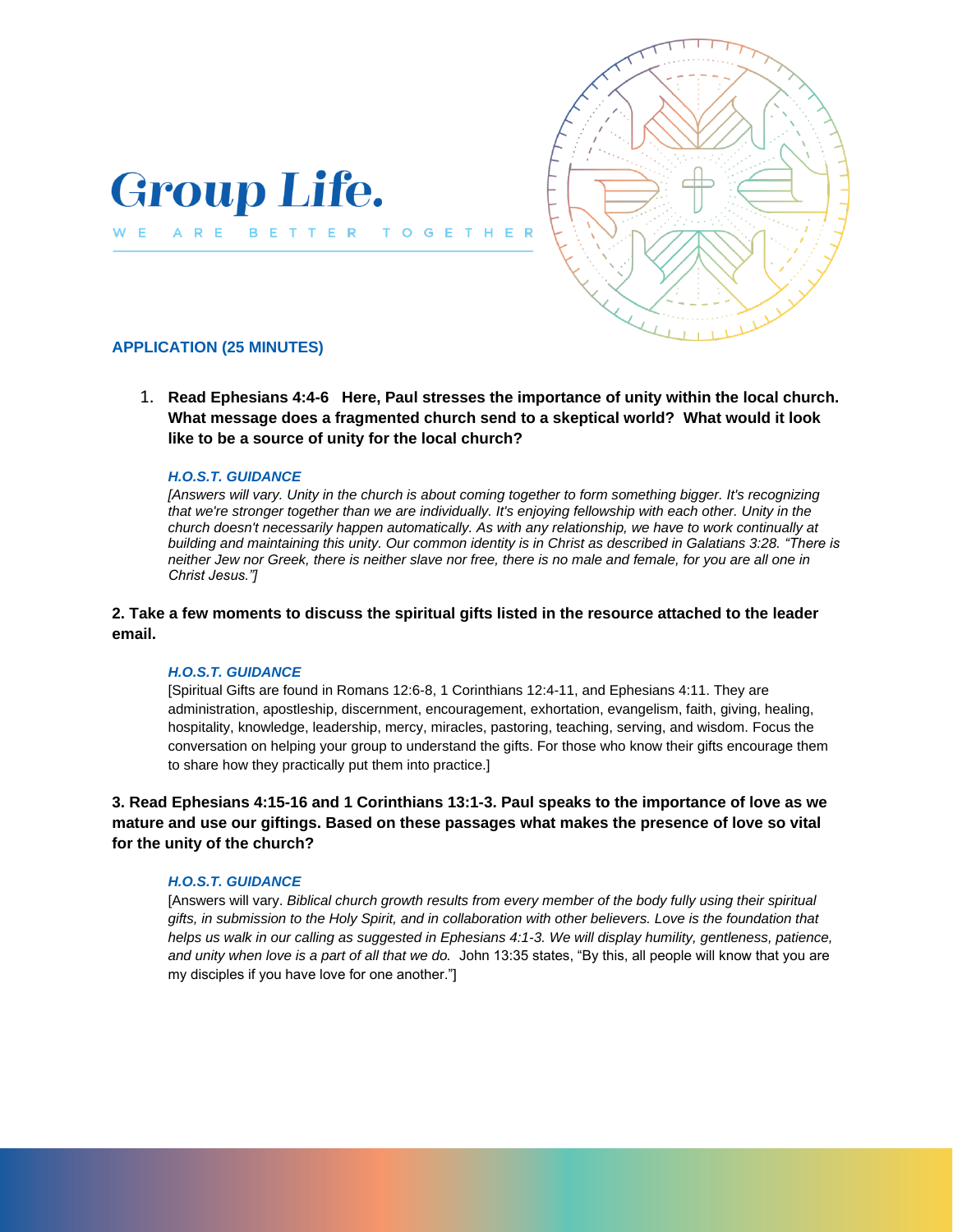# Group Life.

W E   A R E   B E T T E R   T O G E T H E R

## APPLICATION (25 MINUTES)

1. **Read Ephesians 4:4-6   Here, Paul stresses the importance of unity within the local church. What message does a fragmented church send to a skeptical world?  What would it look like to be a source of unity for the local church?**

   ***H.O.S.T. GUIDANCE***

   *[Answers will vary. Unity in the church is about coming together to form something bigger. It's recognizing that we're stronger together than we are individually. It's enjoying fellowship with each other. Unity in the church doesn't necessarily happen automatically. As with any relationship, we have to work continually at building and maintaining this unity. Our common identity is in Christ as described in Galatians 3:28. "There is neither Jew nor Greek, there is neither slave nor free, there is no male and female, for you are all one in Christ Jesus."]*

**2. Take a few moments to discuss the spiritual gifts listed in the resource attached to the leader email.**

***H.O.S.T. GUIDANCE***

[Spiritual Gifts are found in Romans 12:6-8, 1 Corinthians 12:4-11, and Ephesians 4:11. They are administration, apostleship, discernment, encouragement, exhortation, evangelism, faith, giving, healing, hospitality, knowledge, leadership, mercy, miracles, pastoring, teaching, serving, and wisdom. Focus the conversation on helping your group to understand the gifts. For those who know their gifts encourage them to share how they practically put them into practice.]

**3. Read Ephesians 4:15-16 and 1 Corinthians 13:1-3. Paul speaks to the importance of love as we mature and use our giftings. Based on these passages what makes the presence of love so vital for the unity of the church?**

***H.O.S.T. GUIDANCE***

[Answers will vary. *Biblical church growth results from every member of the body fully using their spiritual gifts, in submission to the Holy Spirit, and in collaboration with other believers. Love is the foundation that helps us walk in our calling as suggested in Ephesians 4:1-3. We will display humility, gentleness, patience, and unity when love is a part of all that we do.* John 13:35 states, "By this, all people will know that you are my disciples if you have love for one another."]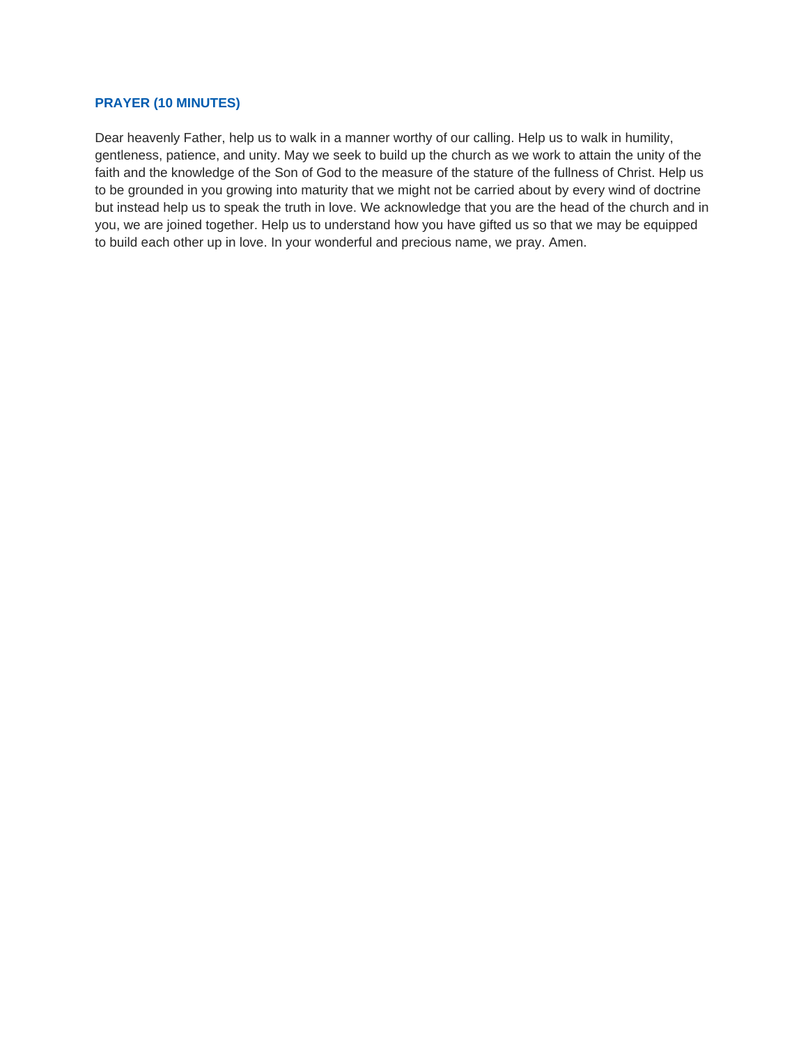### PRAYER (10 MINUTES)

Dear heavenly Father, help us to walk in a manner worthy of our calling. Help us to walk in humility, gentleness, patience, and unity. May we seek to build up the church as we work to attain the unity of the faith and the knowledge of the Son of God to the measure of the stature of the fullness of Christ. Help us to be grounded in you growing into maturity that we might not be carried about by every wind of doctrine but instead help us to speak the truth in love. We acknowledge that you are the head of the church and in you, we are joined together. Help us to understand how you have gifted us so that we may be equipped to build each other up in love. In your wonderful and precious name, we pray. Amen.